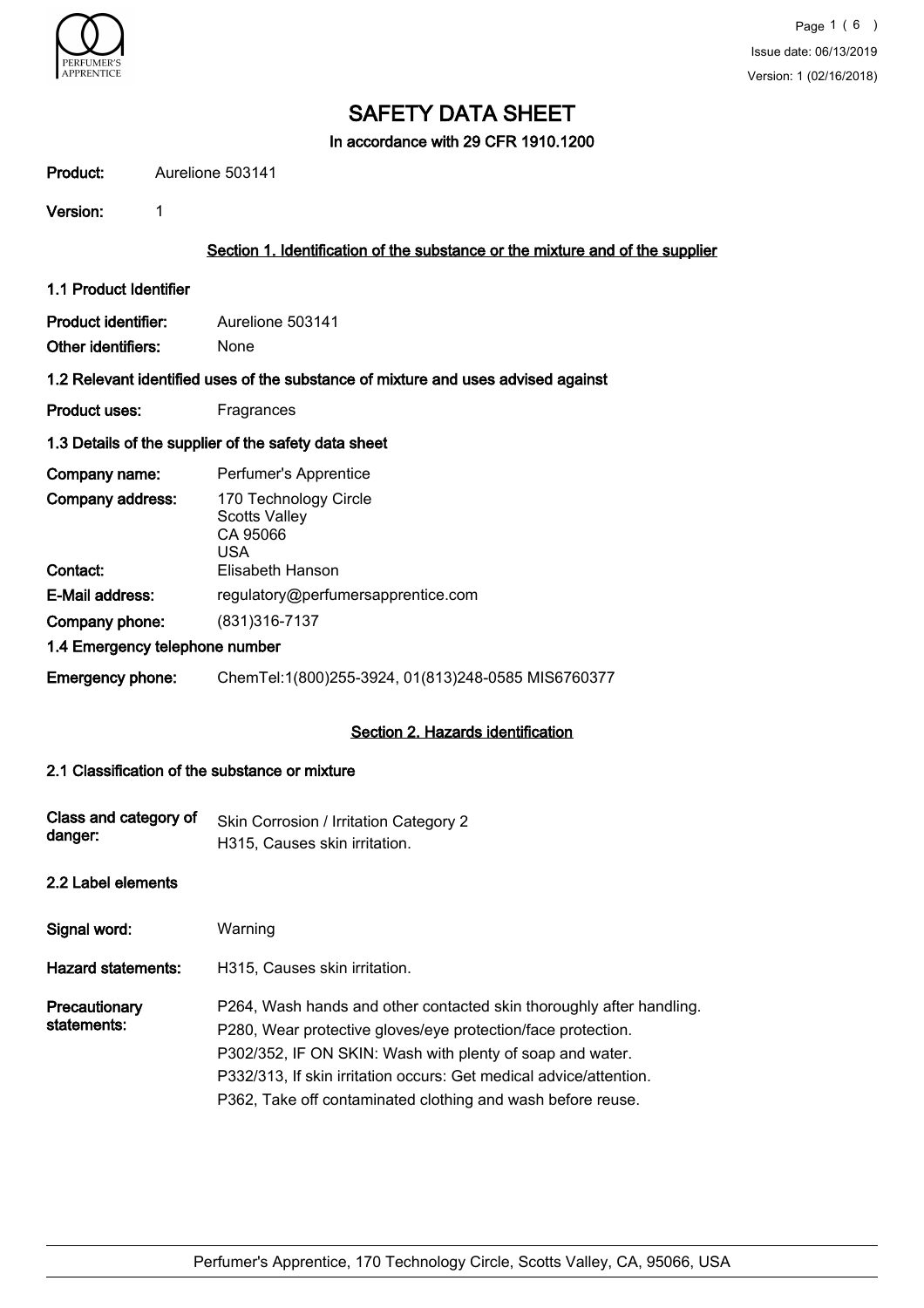# SAFETY DATA SHEET

**In accordance with 29 CFR 1910.1200**

**Product:** Aurelione 503141

**Version:** 1

## Section 1. Identification of the substance or the mixture and of the supplier

### 1.1 Product Identifier

**Product identifier:** Aurelione 503141

**Other identifiers:** None

### 1.2 Relevant identified uses of the substance of mixture and uses advised against

**Product uses:** Fragrances

### 1.3 Details of the supplier of the safety data sheet

**Company name:** Perfumer's Apprentice

**Company address:** 170 Technology Circle
Scotts Valley
CA 95066
USA

**Contact:** Elisabeth Hanson

**E-Mail address:** regulatory@perfumersapprentice.com

**Company phone:** (831)316-7137

### 1.4 Emergency telephone number

**Emergency phone:** ChemTel:1(800)255-3924, 01(813)248-0585 MIS6760377

## Section 2. Hazards identification

### 2.1 Classification of the substance or mixture

**Class and category of danger:** Skin Corrosion / Irritation Category 2
H315, Causes skin irritation.

### 2.2 Label elements

**Signal word:** Warning

**Hazard statements:** H315, Causes skin irritation.

**Precautionary statements:**
P264, Wash hands and other contacted skin thoroughly after handling.
P280, Wear protective gloves/eye protection/face protection.
P302/352, IF ON SKIN: Wash with plenty of soap and water.
P332/313, If skin irritation occurs: Get medical advice/attention.
P362, Take off contaminated clothing and wash before reuse.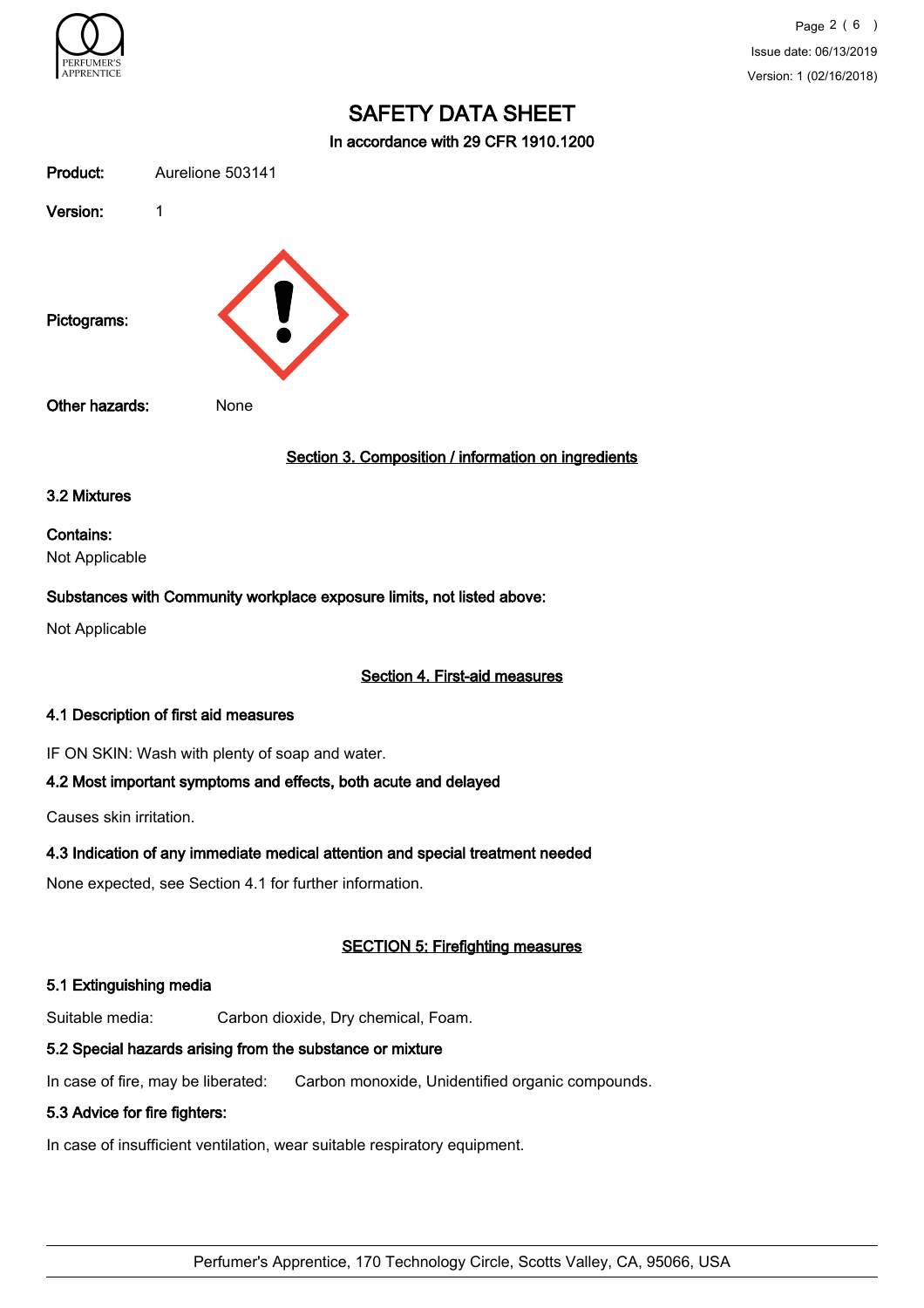# SAFETY DATA SHEET

In accordance with 29 CFR 1910.1200

**Product:** Aurelione 503141

**Version:** 1

**Pictograms:**

**Other hazards:** None

## Section 3. Composition / information on ingredients

### 3.2 Mixtures

**Contains:**

Not Applicable

**Substances with Community workplace exposure limits, not listed above:**

Not Applicable

## Section 4. First-aid measures

### 4.1 Description of first aid measures

IF ON SKIN: Wash with plenty of soap and water.

### 4.2 Most important symptoms and effects, both acute and delayed

Causes skin irritation.

### 4.3 Indication of any immediate medical attention and special treatment needed

None expected, see Section 4.1 for further information.

## SECTION 5: Firefighting measures

### 5.1 Extinguishing media

Suitable media: Carbon dioxide, Dry chemical, Foam.

### 5.2 Special hazards arising from the substance or mixture

In case of fire, may be liberated: Carbon monoxide, Unidentified organic compounds.

### 5.3 Advice for fire fighters:

In case of insufficient ventilation, wear suitable respiratory equipment.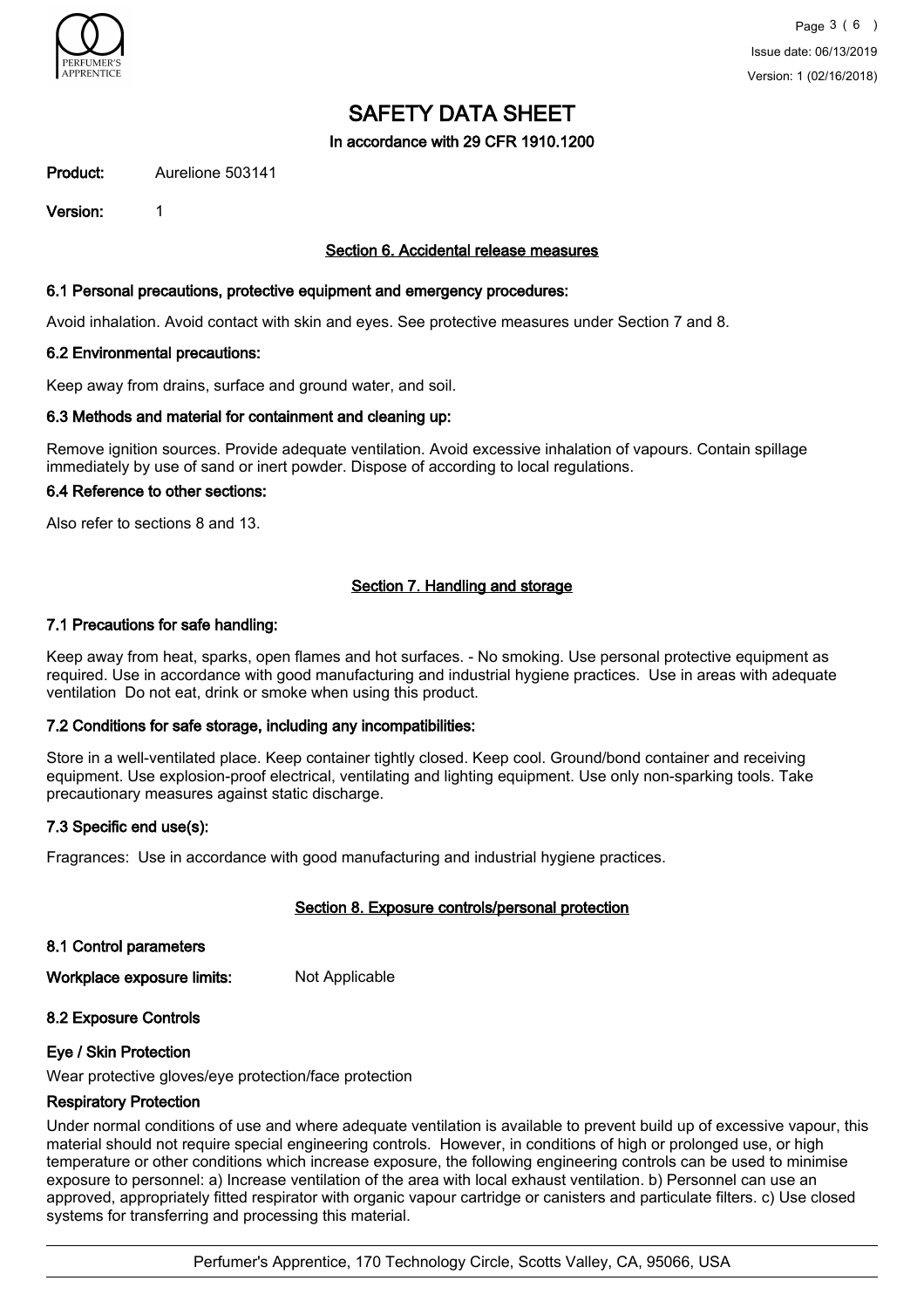# SAFETY DATA SHEET

In accordance with 29 CFR 1910.1200

**Product:** Aurelione 503141

**Version:** 1

## Section 6. Accidental release measures

### 6.1 Personal precautions, protective equipment and emergency procedures:

Avoid inhalation. Avoid contact with skin and eyes. See protective measures under Section 7 and 8.

### 6.2 Environmental precautions:

Keep away from drains, surface and ground water, and soil.

### 6.3 Methods and material for containment and cleaning up:

Remove ignition sources. Provide adequate ventilation. Avoid excessive inhalation of vapours. Contain spillage immediately by use of sand or inert powder. Dispose of according to local regulations.

### 6.4 Reference to other sections:

Also refer to sections 8 and 13.

## Section 7. Handling and storage

### 7.1 Precautions for safe handling:

Keep away from heat, sparks, open flames and hot surfaces. - No smoking. Use personal protective equipment as required. Use in accordance with good manufacturing and industrial hygiene practices. Use in areas with adequate ventilation Do not eat, drink or smoke when using this product.

### 7.2 Conditions for safe storage, including any incompatibilities:

Store in a well-ventilated place. Keep container tightly closed. Keep cool. Ground/bond container and receiving equipment. Use explosion-proof electrical, ventilating and lighting equipment. Use only non-sparking tools. Take precautionary measures against static discharge.

### 7.3 Specific end use(s):

Fragrances: Use in accordance with good manufacturing and industrial hygiene practices.

## Section 8. Exposure controls/personal protection

### 8.1 Control parameters

**Workplace exposure limits:** Not Applicable

### 8.2 Exposure Controls

#### Eye / Skin Protection

Wear protective gloves/eye protection/face protection

#### Respiratory Protection

Under normal conditions of use and where adequate ventilation is available to prevent build up of excessive vapour, this material should not require special engineering controls. However, in conditions of high or prolonged use, or high temperature or other conditions which increase exposure, the following engineering controls can be used to minimise exposure to personnel: a) Increase ventilation of the area with local exhaust ventilation. b) Personnel can use an approved, appropriately fitted respirator with organic vapour cartridge or canisters and particulate filters. c) Use closed systems for transferring and processing this material.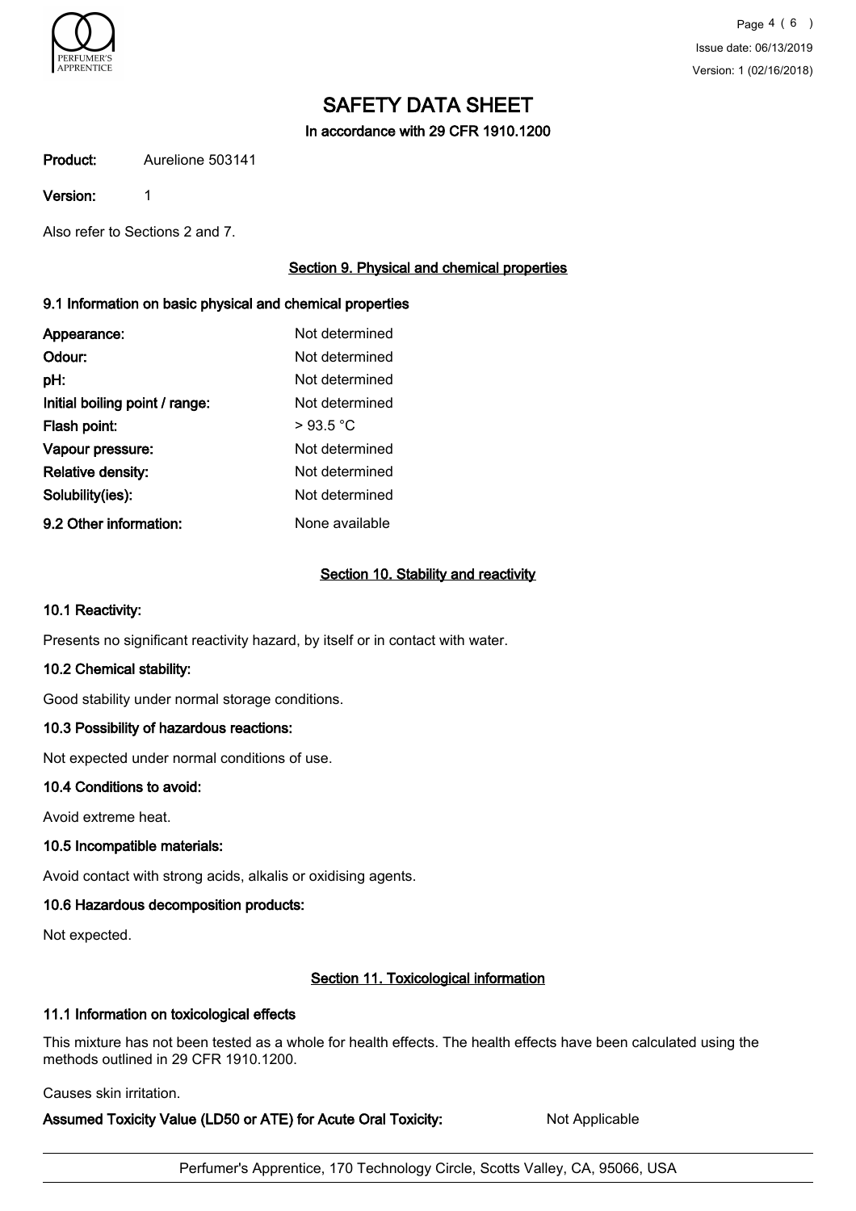# SAFETY DATA SHEET

**In accordance with 29 CFR 1910.1200**

**Product:** Aurelione 503141

**Version:** 1

Also refer to Sections 2 and 7.

## Section 9. Physical and chemical properties

### 9.1 Information on basic physical and chemical properties

| | |
|---|---|
| **Appearance:** | Not determined |
| **Odour:** | Not determined |
| **pH:** | Not determined |
| **Initial boiling point / range:** | Not determined |
| **Flash point:** | > 93.5 °C |
| **Vapour pressure:** | Not determined |
| **Relative density:** | Not determined |
| **Solubility(ies):** | Not determined |
| **9.2 Other information:** | None available |

## Section 10. Stability and reactivity

### 10.1 Reactivity:

Presents no significant reactivity hazard, by itself or in contact with water.

### 10.2 Chemical stability:

Good stability under normal storage conditions.

### 10.3 Possibility of hazardous reactions:

Not expected under normal conditions of use.

### 10.4 Conditions to avoid:

Avoid extreme heat.

### 10.5 Incompatible materials:

Avoid contact with strong acids, alkalis or oxidising agents.

### 10.6 Hazardous decomposition products:

Not expected.

## Section 11. Toxicological information

### 11.1 Information on toxicological effects

This mixture has not been tested as a whole for health effects. The health effects have been calculated using the methods outlined in 29 CFR 1910.1200.

Causes skin irritation.

**Assumed Toxicity Value (LD50 or ATE) for Acute Oral Toxicity:** Not Applicable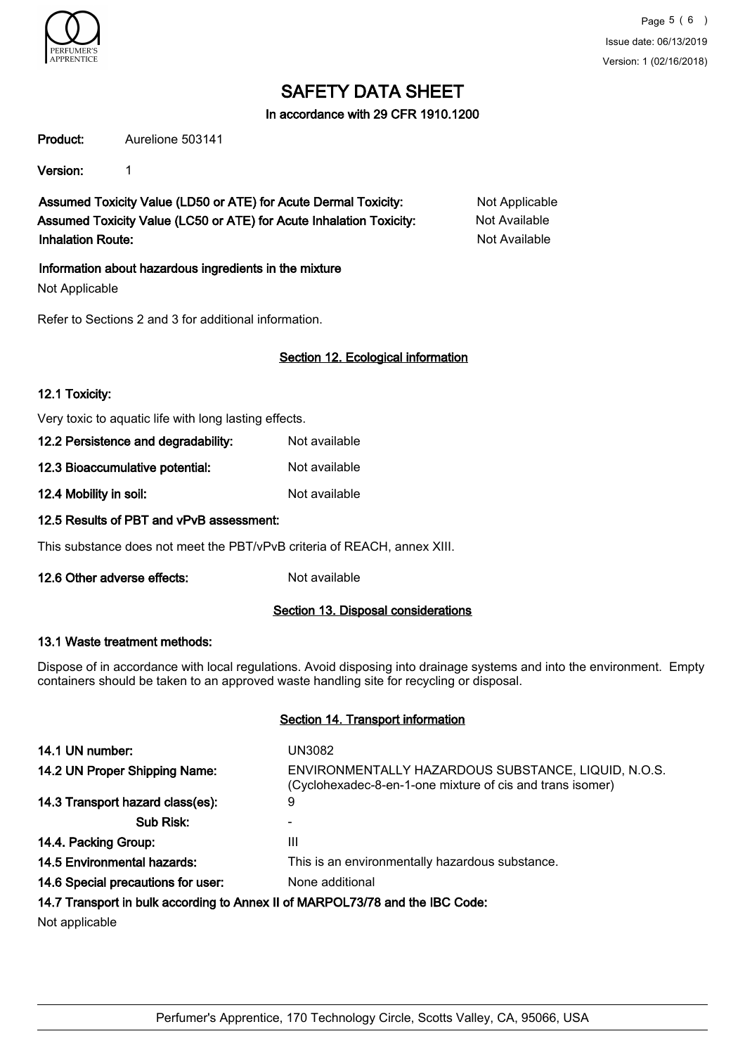# SAFETY DATA SHEET

In accordance with 29 CFR 1910.1200

**Product:** Aurelione 503141

**Version:** 1

**Assumed Toxicity Value (LD50 or ATE) for Acute Dermal Toxicity:** Not Applicable
**Assumed Toxicity Value (LC50 or ATE) for Acute Inhalation Toxicity:** Not Available
**Inhalation Route:** Not Available

**Information about hazardous ingredients in the mixture**

Not Applicable

Refer to Sections 2 and 3 for additional information.

## Section 12. Ecological information

**12.1 Toxicity:**

Very toxic to aquatic life with long lasting effects.

**12.2 Persistence and degradability:** Not available

**12.3 Bioaccumulative potential:** Not available

**12.4 Mobility in soil:** Not available

**12.5 Results of PBT and vPvB assessment:**

This substance does not meet the PBT/vPvB criteria of REACH, annex XIII.

**12.6 Other adverse effects:** Not available

## Section 13. Disposal considerations

**13.1 Waste treatment methods:**

Dispose of in accordance with local regulations. Avoid disposing into drainage systems and into the environment. Empty containers should be taken to an approved waste handling site for recycling or disposal.

## Section 14. Transport information

**14.1 UN number:** UN3082

**14.2 UN Proper Shipping Name:** ENVIRONMENTALLY HAZARDOUS SUBSTANCE, LIQUID, N.O.S. (Cyclohexadec-8-en-1-one mixture of cis and trans isomer)

**14.3 Transport hazard class(es):** 9

**Sub Risk:** -

**14.4. Packing Group:** III

**14.5 Environmental hazards:** This is an environmentally hazardous substance.

**14.6 Special precautions for user:** None additional

**14.7 Transport in bulk according to Annex II of MARPOL73/78 and the IBC Code:**

Not applicable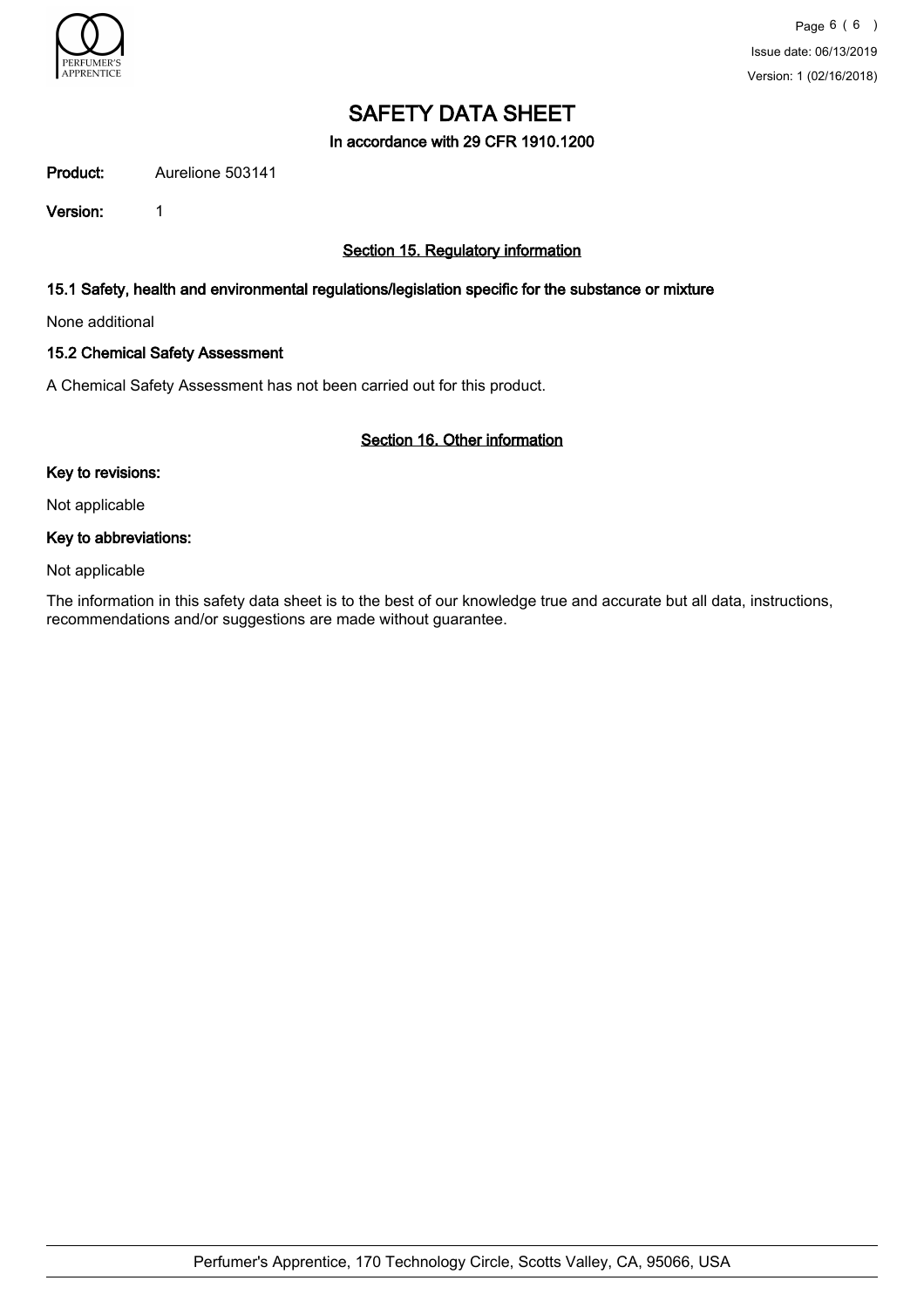# SAFETY DATA SHEET

**In accordance with 29 CFR 1910.1200**

**Product:** Aurelione 503141

**Version:** 1

## Section 15. Regulatory information

### 15.1 Safety, health and environmental regulations/legislation specific for the substance or mixture

None additional

### 15.2 Chemical Safety Assessment

A Chemical Safety Assessment has not been carried out for this product.

## Section 16. Other information

### Key to revisions:

Not applicable

### Key to abbreviations:

Not applicable

The information in this safety data sheet is to the best of our knowledge true and accurate but all data, instructions, recommendations and/or suggestions are made without guarantee.